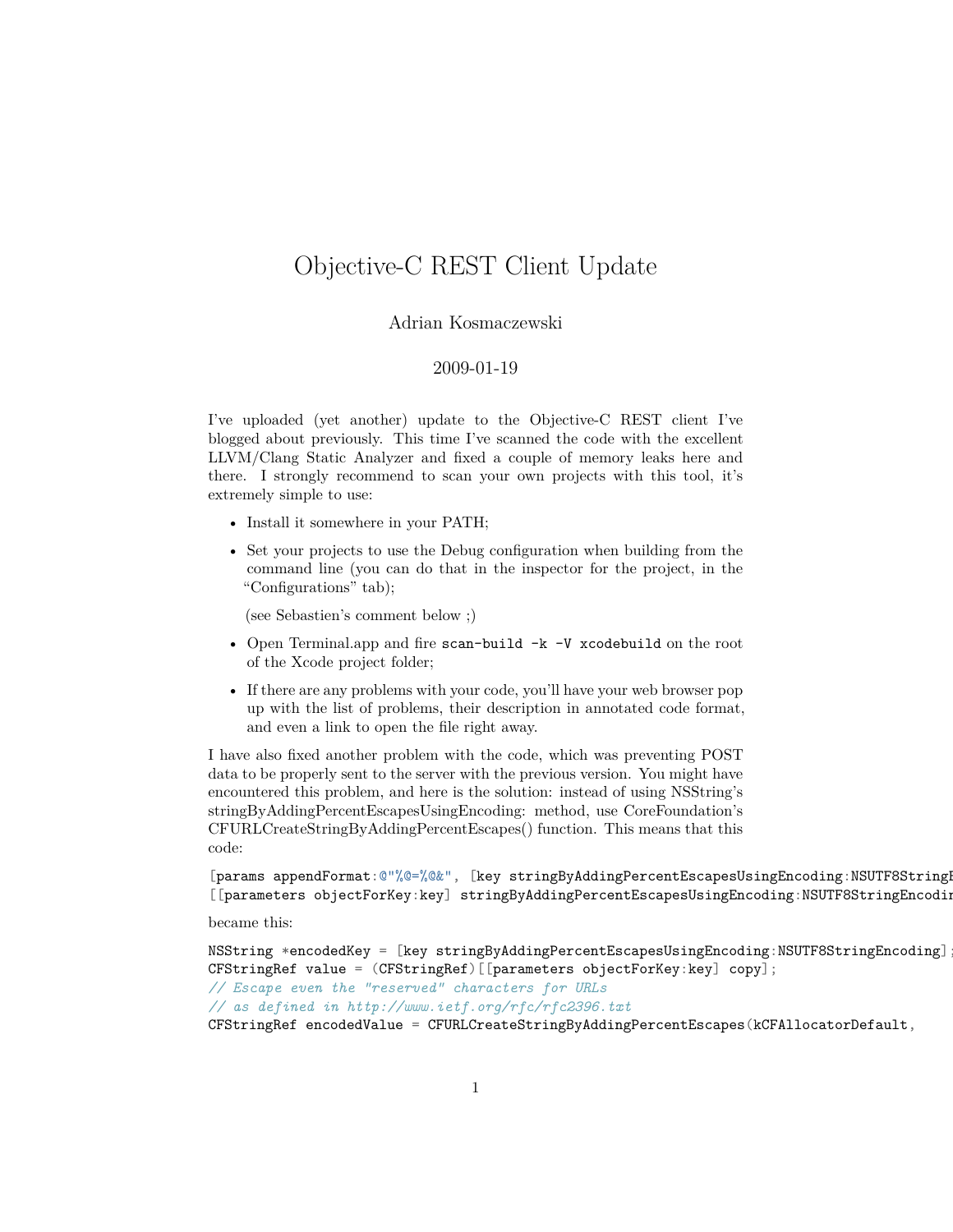# Objective-C REST Client Update

Adrian Kosmaczewski

2009-01-19

I've uploaded (yet another) update to the Objective-C REST client I've blogged about previously. This time I've scanned the code with the excellent LLVM/Clang Static Analyzer and fixed a couple of memory leaks here and there. I strongly recommend to scan your own projects with this tool, it's extremely simple to use:

- Install it somewhere in your PATH;
- Set your projects to use the Debug configuration when building from the command line (you can do that in the inspector for the project, in the "Configurations" tab);

  (see Sebastien's comment below ;)

- Open Terminal.app and fire `scan-build -k -V xcodebuild` on the root of the Xcode project folder;
- If there are any problems with your code, you'll have your web browser pop up with the list of problems, their description in annotated code format, and even a link to open the file right away.

I have also fixed another problem with the code, which was preventing POST data to be properly sent to the server with the previous version. You might have encountered this problem, and here is the solution: instead of using NSString's stringByAddingPercentEscapesUsingEncoding: method, use CoreFoundation's CFURLCreateStringByAddingPercentEscapes() function. This means that this code:

```
[params appendFormat:@"%@=%@&", [key stringByAddingPercentEscapesUsingEncoding:NSUTF8StringE
[[parameters objectForKey:key] stringByAddingPercentEscapesUsingEncoding:NSUTF8StringEncodin
```

became this:

```
NSString *encodedKey = [key stringByAddingPercentEscapesUsingEncoding:NSUTF8StringEncoding];
CFStringRef value = (CFStringRef)[[parameters objectForKey:key] copy];
// Escape even the "reserved" characters for URLs
// as defined in http://www.ietf.org/rfc/rfc2396.txt
CFStringRef encodedValue = CFURLCreateStringByAddingPercentEscapes(kCFAllocatorDefault,
```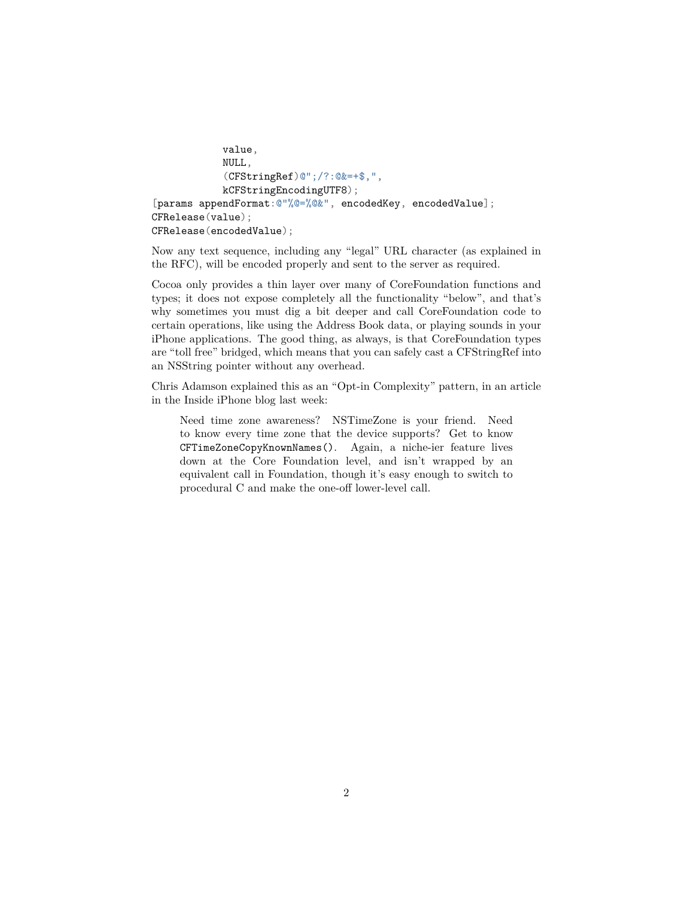```
            value,
            NULL,
            (CFStringRef)@";/?:@&=+$,",
            kCFStringEncodingUTF8);
[params appendFormat:@"%@=%@&", encodedKey, encodedValue];
CFRelease(value);
CFRelease(encodedValue);
```

Now any text sequence, including any "legal" URL character (as explained in the RFC), will be encoded properly and sent to the server as required.

Cocoa only provides a thin layer over many of CoreFoundation functions and types; it does not expose completely all the functionality "below", and that's why sometimes you must dig a bit deeper and call CoreFoundation code to certain operations, like using the Address Book data, or playing sounds in your iPhone applications. The good thing, as always, is that CoreFoundation types are "toll free" bridged, which means that you can safely cast a CFStringRef into an NSString pointer without any overhead.

Chris Adamson explained this as an "Opt-in Complexity" pattern, in an article in the Inside iPhone blog last week:

> Need time zone awareness? NSTimeZone is your friend. Need to know every time zone that the device supports? Get to know `CFTimeZoneCopyKnownNames()`. Again, a niche-ier feature lives down at the Core Foundation level, and isn't wrapped by an equivalent call in Foundation, though it's easy enough to switch to procedural C and make the one-off lower-level call.